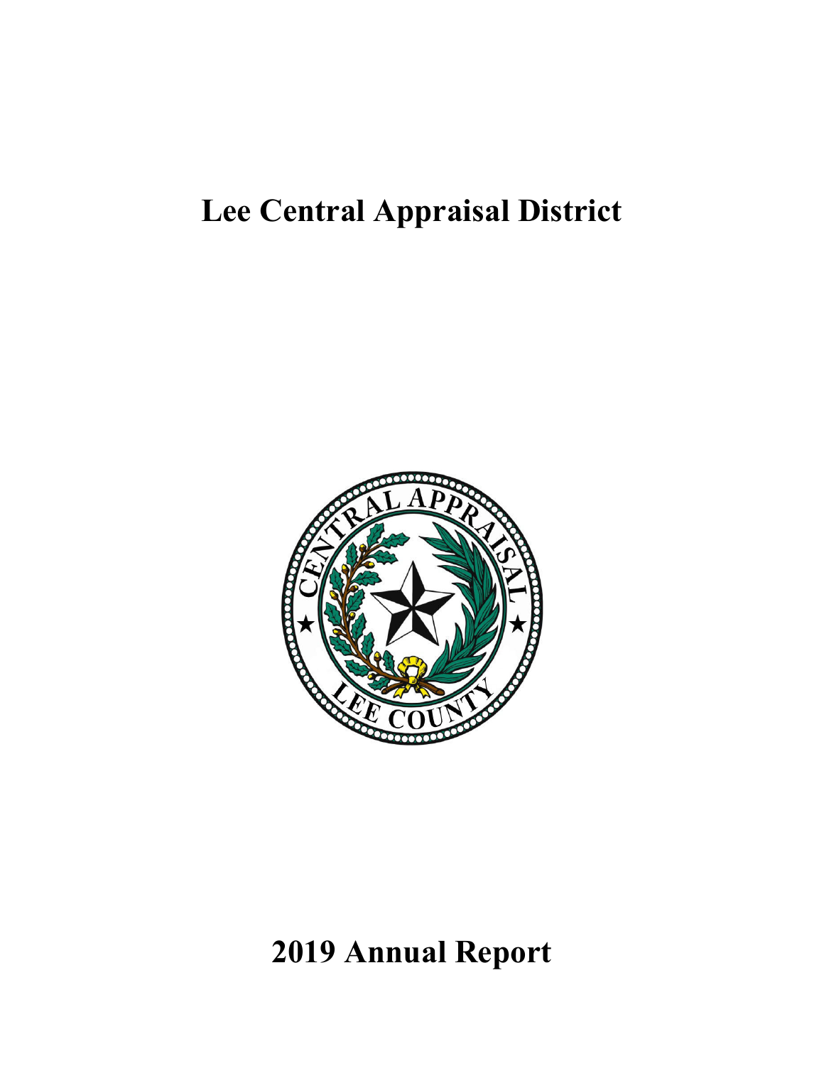# Lee Central Appraisal District

# 2019 Annual Report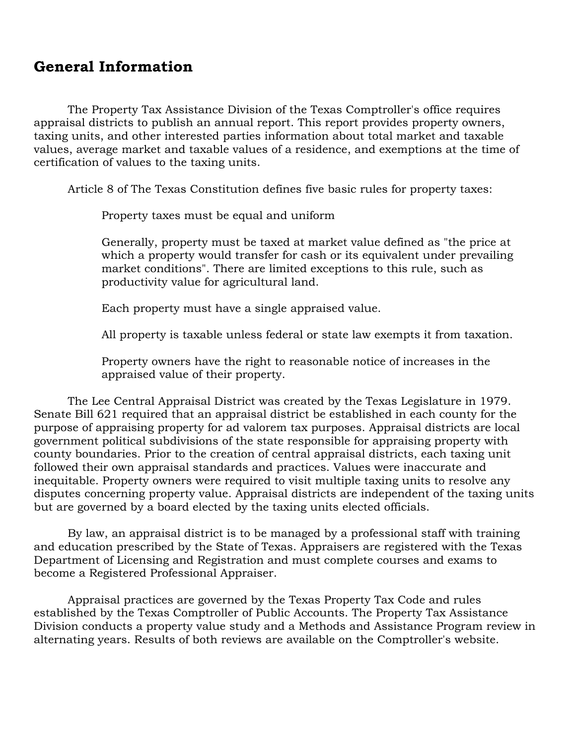## General Information

The Property Tax Assistance Division of the Texas Comptroller's office requires appraisal districts to publish an annual report. This report provides property owners, taxing units, and other interested parties information about total market and taxable values, average market and taxable values of a residence, and exemptions at the time of certification of values to the taxing units.

Article 8 of The Texas Constitution defines five basic rules for property taxes:

> Property taxes must be equal and uniform
>
> Generally, property must be taxed at market value defined as "the price at which a property would transfer for cash or its equivalent under prevailing market conditions". There are limited exceptions to this rule, such as productivity value for agricultural land.
>
> Each property must have a single appraised value.
>
> All property is taxable unless federal or state law exempts it from taxation.
>
> Property owners have the right to reasonable notice of increases in the appraised value of their property.

The Lee Central Appraisal District was created by the Texas Legislature in 1979. Senate Bill 621 required that an appraisal district be established in each county for the purpose of appraising property for ad valorem tax purposes. Appraisal districts are local government political subdivisions of the state responsible for appraising property with county boundaries. Prior to the creation of central appraisal districts, each taxing unit followed their own appraisal standards and practices. Values were inaccurate and inequitable. Property owners were required to visit multiple taxing units to resolve any disputes concerning property value. Appraisal districts are independent of the taxing units but are governed by a board elected by the taxing units elected officials.

By law, an appraisal district is to be managed by a professional staff with training and education prescribed by the State of Texas. Appraisers are registered with the Texas Department of Licensing and Registration and must complete courses and exams to become a Registered Professional Appraiser.

Appraisal practices are governed by the Texas Property Tax Code and rules established by the Texas Comptroller of Public Accounts. The Property Tax Assistance Division conducts a property value study and a Methods and Assistance Program review in alternating years. Results of both reviews are available on the Comptroller's website.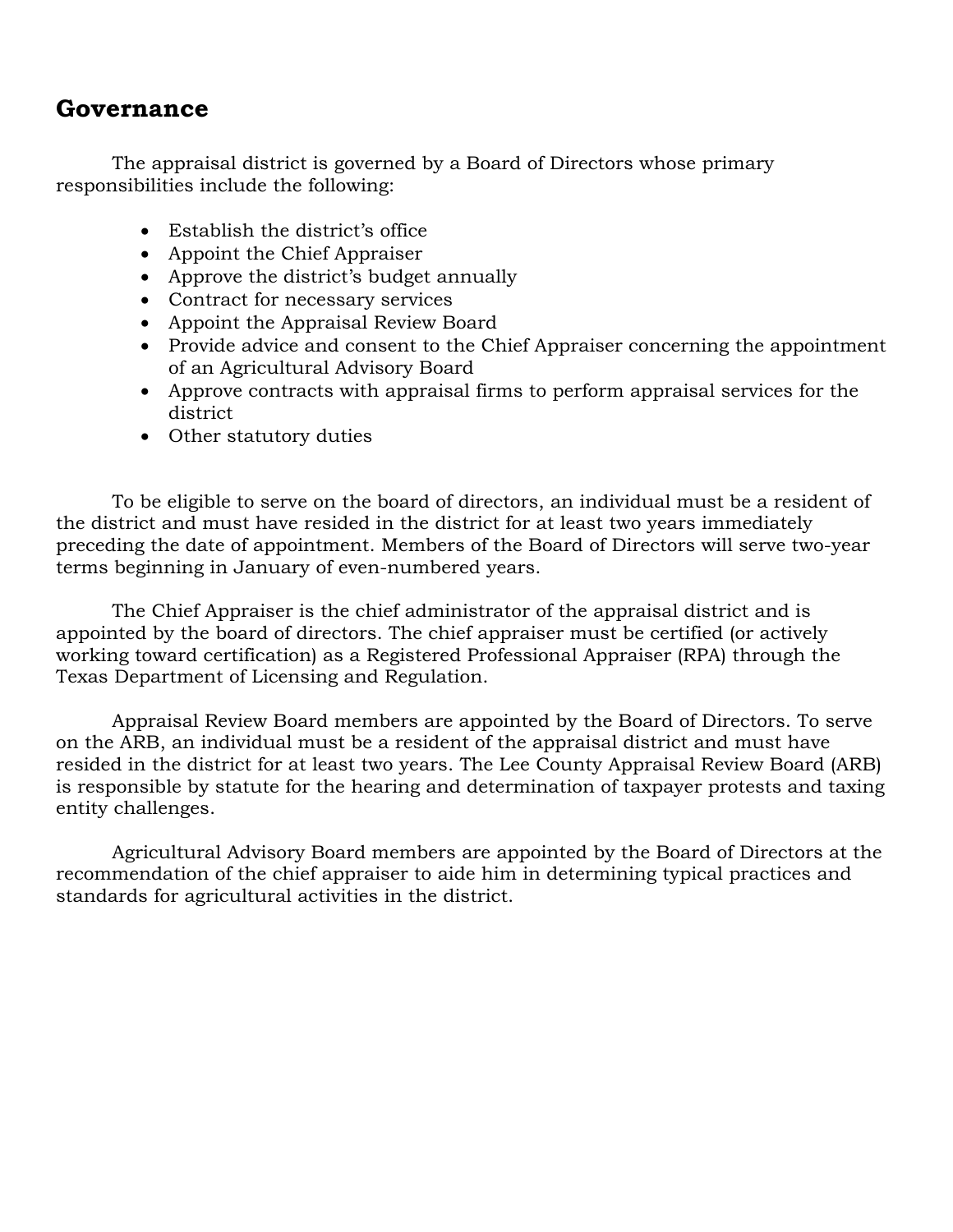## Governance

The appraisal district is governed by a Board of Directors whose primary responsibilities include the following:

- Establish the district's office
- Appoint the Chief Appraiser
- Approve the district's budget annually
- Contract for necessary services
- Appoint the Appraisal Review Board
- Provide advice and consent to the Chief Appraiser concerning the appointment of an Agricultural Advisory Board
- Approve contracts with appraisal firms to perform appraisal services for the district
- Other statutory duties

To be eligible to serve on the board of directors, an individual must be a resident of the district and must have resided in the district for at least two years immediately preceding the date of appointment. Members of the Board of Directors will serve two-year terms beginning in January of even-numbered years.

The Chief Appraiser is the chief administrator of the appraisal district and is appointed by the board of directors. The chief appraiser must be certified (or actively working toward certification) as a Registered Professional Appraiser (RPA) through the Texas Department of Licensing and Regulation.

Appraisal Review Board members are appointed by the Board of Directors. To serve on the ARB, an individual must be a resident of the appraisal district and must have resided in the district for at least two years. The Lee County Appraisal Review Board (ARB) is responsible by statute for the hearing and determination of taxpayer protests and taxing entity challenges.

Agricultural Advisory Board members are appointed by the Board of Directors at the recommendation of the chief appraiser to aide him in determining typical practices and standards for agricultural activities in the district.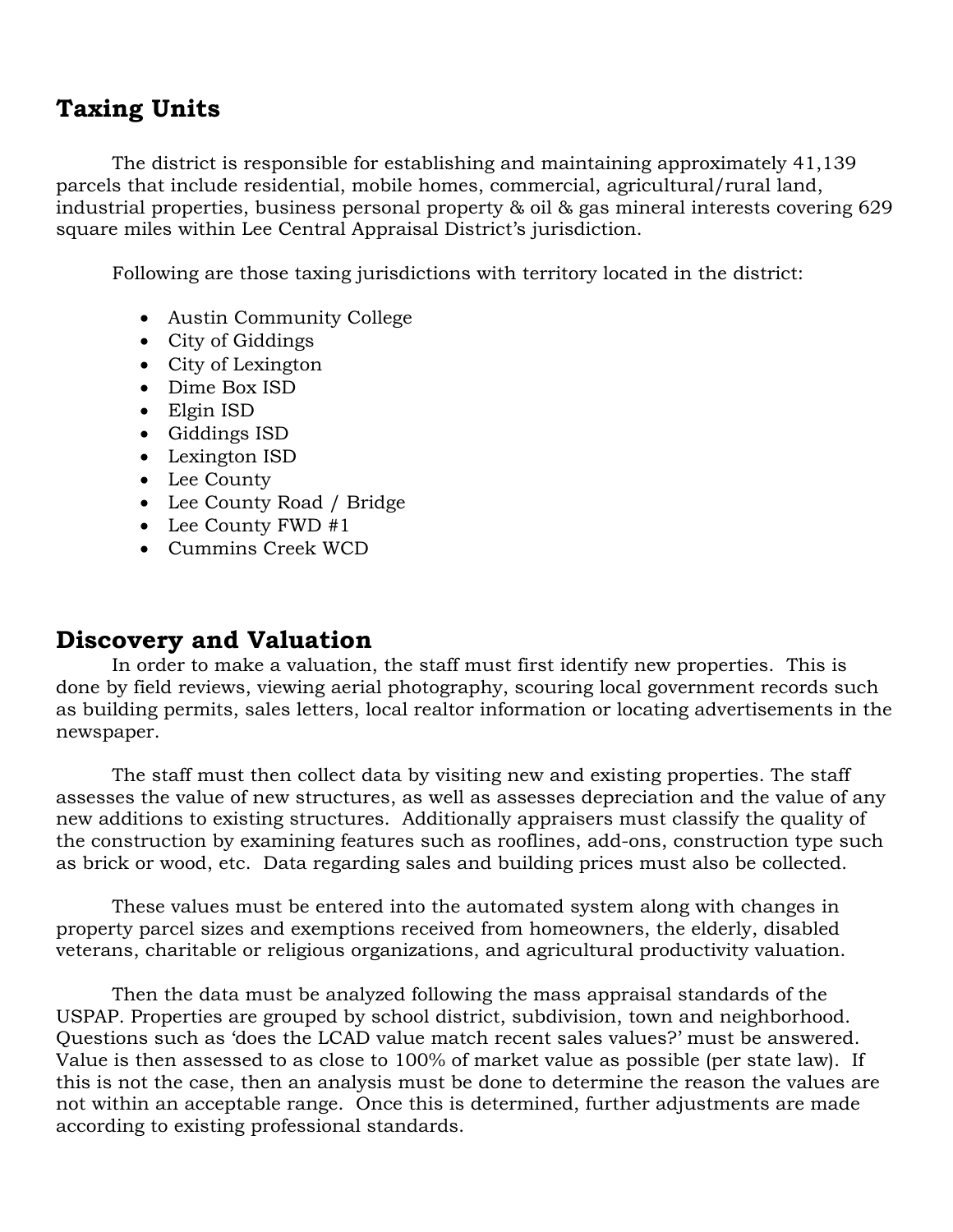## Taxing Units

The district is responsible for establishing and maintaining approximately 41,139 parcels that include residential, mobile homes, commercial, agricultural/rural land, industrial properties, business personal property & oil & gas mineral interests covering 629 square miles within Lee Central Appraisal District's jurisdiction.

Following are those taxing jurisdictions with territory located in the district:

- Austin Community College
- City of Giddings
- City of Lexington
- Dime Box ISD
- Elgin ISD
- Giddings ISD
- Lexington ISD
- Lee County
- Lee County Road / Bridge
- Lee County FWD #1
- Cummins Creek WCD

## Discovery and Valuation

In order to make a valuation, the staff must first identify new properties. This is done by field reviews, viewing aerial photography, scouring local government records such as building permits, sales letters, local realtor information or locating advertisements in the newspaper.

The staff must then collect data by visiting new and existing properties. The staff assesses the value of new structures, as well as assesses depreciation and the value of any new additions to existing structures. Additionally appraisers must classify the quality of the construction by examining features such as rooflines, add-ons, construction type such as brick or wood, etc. Data regarding sales and building prices must also be collected.

These values must be entered into the automated system along with changes in property parcel sizes and exemptions received from homeowners, the elderly, disabled veterans, charitable or religious organizations, and agricultural productivity valuation.

Then the data must be analyzed following the mass appraisal standards of the USPAP. Properties are grouped by school district, subdivision, town and neighborhood. Questions such as 'does the LCAD value match recent sales values?' must be answered. Value is then assessed to as close to 100% of market value as possible (per state law). If this is not the case, then an analysis must be done to determine the reason the values are not within an acceptable range. Once this is determined, further adjustments are made according to existing professional standards.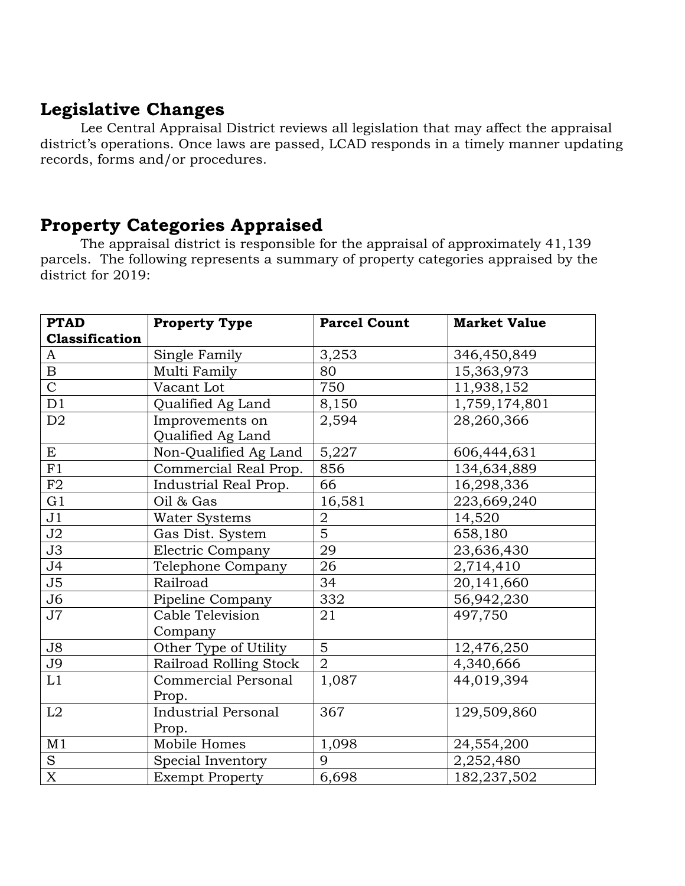## Legislative Changes

Lee Central Appraisal District reviews all legislation that may affect the appraisal district's operations. Once laws are passed, LCAD responds in a timely manner updating records, forms and/or procedures.

## Property Categories Appraised

The appraisal district is responsible for the appraisal of approximately 41,139 parcels. The following represents a summary of property categories appraised by the district for 2019:

| PTAD Classification | Property Type | Parcel Count | Market Value |
|---|---|---|---|
| A | Single Family | 3,253 | 346,450,849 |
| B | Multi Family | 80 | 15,363,973 |
| C | Vacant Lot | 750 | 11,938,152 |
| D1 | Qualified Ag Land | 8,150 | 1,759,174,801 |
| D2 | Improvements on Qualified Ag Land | 2,594 | 28,260,366 |
| E | Non-Qualified Ag Land | 5,227 | 606,444,631 |
| F1 | Commercial Real Prop. | 856 | 134,634,889 |
| F2 | Industrial Real Prop. | 66 | 16,298,336 |
| G1 | Oil & Gas | 16,581 | 223,669,240 |
| J1 | Water Systems | 2 | 14,520 |
| J2 | Gas Dist. System | 5 | 658,180 |
| J3 | Electric Company | 29 | 23,636,430 |
| J4 | Telephone Company | 26 | 2,714,410 |
| J5 | Railroad | 34 | 20,141,660 |
| J6 | Pipeline Company | 332 | 56,942,230 |
| J7 | Cable Television Company | 21 | 497,750 |
| J8 | Other Type of Utility | 5 | 12,476,250 |
| J9 | Railroad Rolling Stock | 2 | 4,340,666 |
| L1 | Commercial Personal Prop. | 1,087 | 44,019,394 |
| L2 | Industrial Personal Prop. | 367 | 129,509,860 |
| M1 | Mobile Homes | 1,098 | 24,554,200 |
| S | Special Inventory | 9 | 2,252,480 |
| X | Exempt Property | 6,698 | 182,237,502 |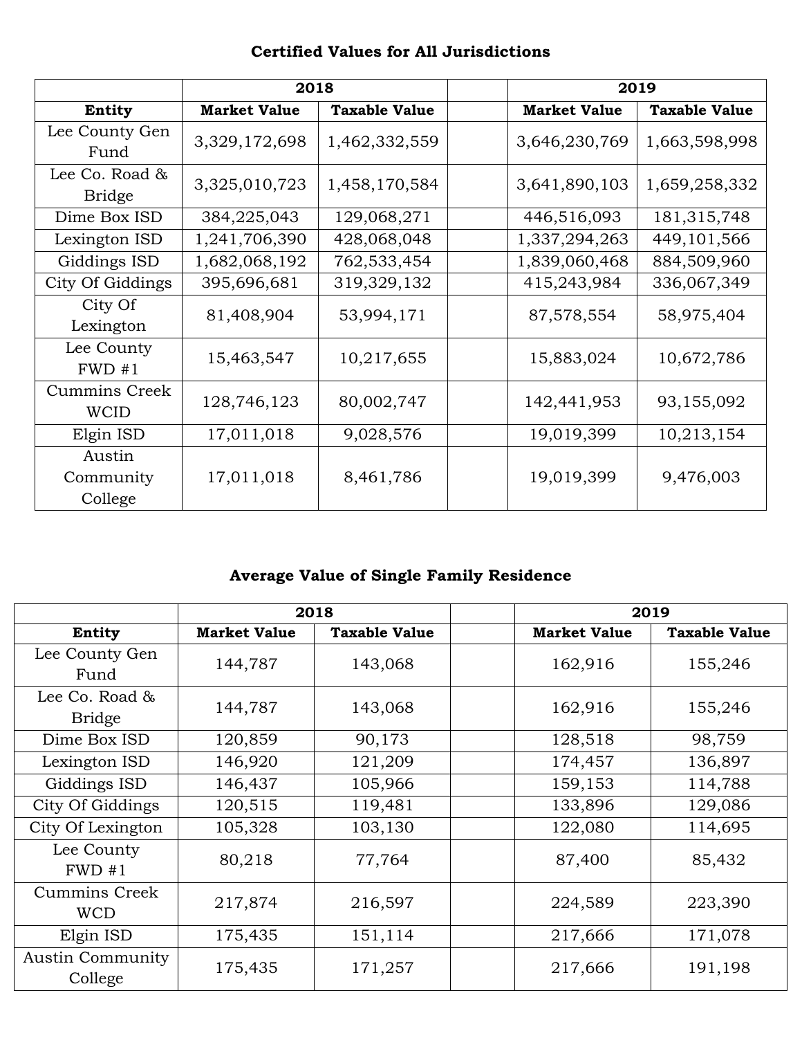**Certified Values for All Jurisdictions**

| | 2018 | | | 2019 | |
|---|---|---|---|---|---|
| **Entity** | **Market Value** | **Taxable Value** | | **Market Value** | **Taxable Value** |
| Lee County Gen Fund | 3,329,172,698 | 1,462,332,559 | | 3,646,230,769 | 1,663,598,998 |
| Lee Co. Road & Bridge | 3,325,010,723 | 1,458,170,584 | | 3,641,890,103 | 1,659,258,332 |
| Dime Box ISD | 384,225,043 | 129,068,271 | | 446,516,093 | 181,315,748 |
| Lexington ISD | 1,241,706,390 | 428,068,048 | | 1,337,294,263 | 449,101,566 |
| Giddings ISD | 1,682,068,192 | 762,533,454 | | 1,839,060,468 | 884,509,960 |
| City Of Giddings | 395,696,681 | 319,329,132 | | 415,243,984 | 336,067,349 |
| City Of Lexington | 81,408,904 | 53,994,171 | | 87,578,554 | 58,975,404 |
| Lee County FWD #1 | 15,463,547 | 10,217,655 | | 15,883,024 | 10,672,786 |
| Cummins Creek WCID | 128,746,123 | 80,002,747 | | 142,441,953 | 93,155,092 |
| Elgin ISD | 17,011,018 | 9,028,576 | | 19,019,399 | 10,213,154 |
| Austin Community College | 17,011,018 | 8,461,786 | | 19,019,399 | 9,476,003 |

**Average Value of Single Family Residence**

| | 2018 | | | 2019 | |
|---|---|---|---|---|---|
| **Entity** | **Market Value** | **Taxable Value** | | **Market Value** | **Taxable Value** |
| Lee County Gen Fund | 144,787 | 143,068 | | 162,916 | 155,246 |
| Lee Co. Road & Bridge | 144,787 | 143,068 | | 162,916 | 155,246 |
| Dime Box ISD | 120,859 | 90,173 | | 128,518 | 98,759 |
| Lexington ISD | 146,920 | 121,209 | | 174,457 | 136,897 |
| Giddings ISD | 146,437 | 105,966 | | 159,153 | 114,788 |
| City Of Giddings | 120,515 | 119,481 | | 133,896 | 129,086 |
| City Of Lexington | 105,328 | 103,130 | | 122,080 | 114,695 |
| Lee County FWD #1 | 80,218 | 77,764 | | 87,400 | 85,432 |
| Cummins Creek WCD | 217,874 | 216,597 | | 224,589 | 223,390 |
| Elgin ISD | 175,435 | 151,114 | | 217,666 | 171,078 |
| Austin Community College | 175,435 | 171,257 | | 217,666 | 191,198 |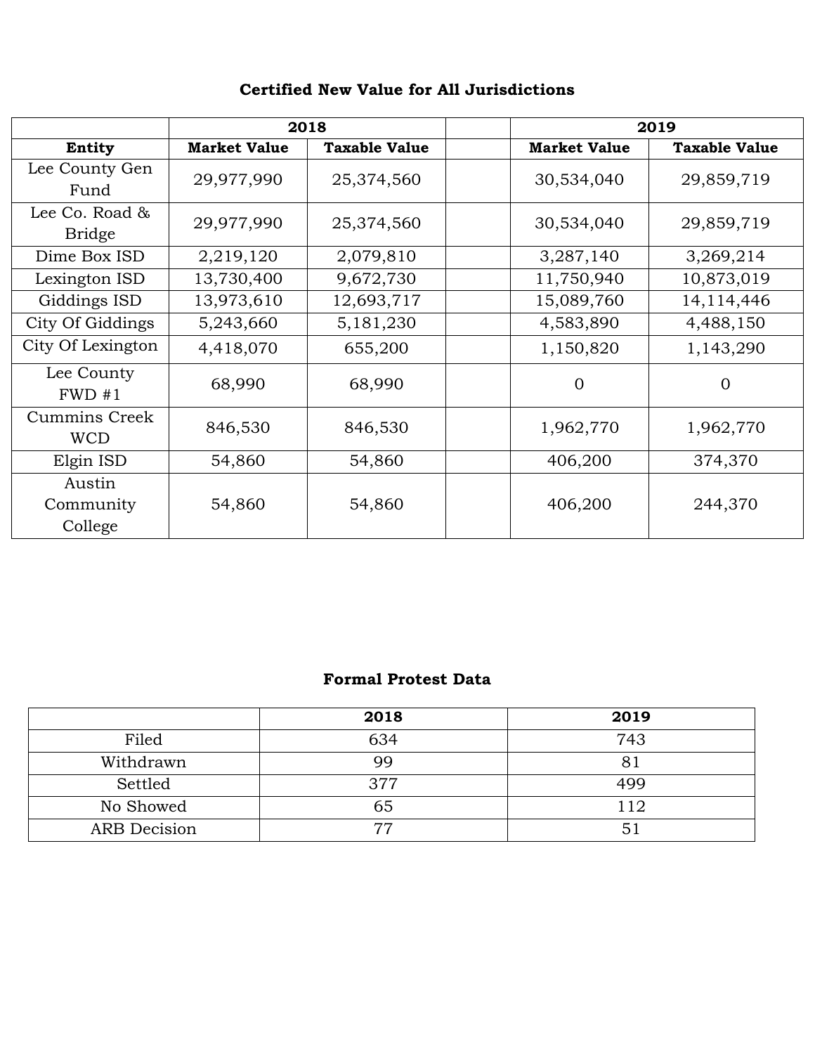## Certified New Value for All Jurisdictions

| | 2018 | | | 2019 | |
|---|---|---|---|---|---|
| **Entity** | **Market Value** | **Taxable Value** | | **Market Value** | **Taxable Value** |
| Lee County Gen Fund | 29,977,990 | 25,374,560 | | 30,534,040 | 29,859,719 |
| Lee Co. Road & Bridge | 29,977,990 | 25,374,560 | | 30,534,040 | 29,859,719 |
| Dime Box ISD | 2,219,120 | 2,079,810 | | 3,287,140 | 3,269,214 |
| Lexington ISD | 13,730,400 | 9,672,730 | | 11,750,940 | 10,873,019 |
| Giddings ISD | 13,973,610 | 12,693,717 | | 15,089,760 | 14,114,446 |
| City Of Giddings | 5,243,660 | 5,181,230 | | 4,583,890 | 4,488,150 |
| City Of Lexington | 4,418,070 | 655,200 | | 1,150,820 | 1,143,290 |
| Lee County FWD #1 | 68,990 | 68,990 | | 0 | 0 |
| Cummins Creek WCD | 846,530 | 846,530 | | 1,962,770 | 1,962,770 |
| Elgin ISD | 54,860 | 54,860 | | 406,200 | 374,370 |
| Austin Community College | 54,860 | 54,860 | | 406,200 | 244,370 |

## Formal Protest Data

| | 2018 | 2019 |
|---|---|---|
| Filed | 634 | 743 |
| Withdrawn | 99 | 81 |
| Settled | 377 | 499 |
| No Showed | 65 | 112 |
| ARB Decision | 77 | 51 |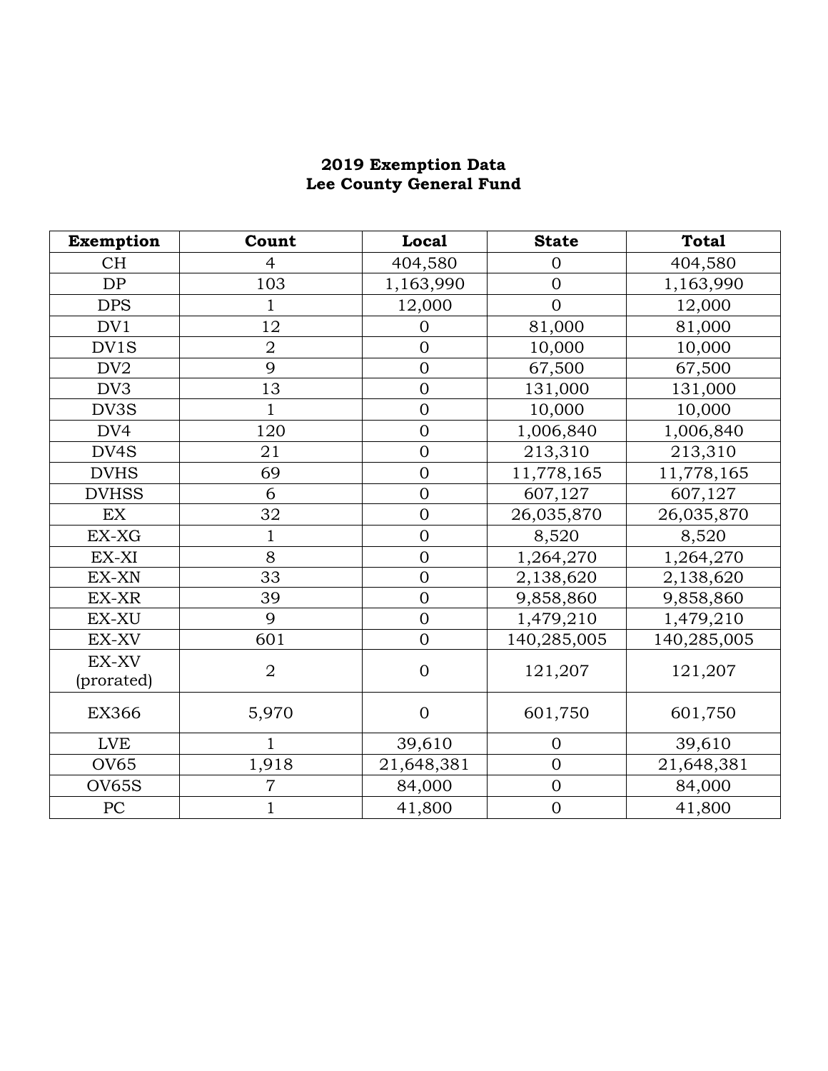**2019 Exemption Data**
**Lee County General Fund**

| Exemption | Count | Local | State | Total |
|---|---|---|---|---|
| CH | 4 | 404,580 | 0 | 404,580 |
| DP | 103 | 1,163,990 | 0 | 1,163,990 |
| DPS | 1 | 12,000 | 0 | 12,000 |
| DV1 | 12 | 0 | 81,000 | 81,000 |
| DV1S | 2 | 0 | 10,000 | 10,000 |
| DV2 | 9 | 0 | 67,500 | 67,500 |
| DV3 | 13 | 0 | 131,000 | 131,000 |
| DV3S | 1 | 0 | 10,000 | 10,000 |
| DV4 | 120 | 0 | 1,006,840 | 1,006,840 |
| DV4S | 21 | 0 | 213,310 | 213,310 |
| DVHS | 69 | 0 | 11,778,165 | 11,778,165 |
| DVHSS | 6 | 0 | 607,127 | 607,127 |
| EX | 32 | 0 | 26,035,870 | 26,035,870 |
| EX-XG | 1 | 0 | 8,520 | 8,520 |
| EX-XI | 8 | 0 | 1,264,270 | 1,264,270 |
| EX-XN | 33 | 0 | 2,138,620 | 2,138,620 |
| EX-XR | 39 | 0 | 9,858,860 | 9,858,860 |
| EX-XU | 9 | 0 | 1,479,210 | 1,479,210 |
| EX-XV | 601 | 0 | 140,285,005 | 140,285,005 |
| EX-XV (prorated) | 2 | 0 | 121,207 | 121,207 |
| EX366 | 5,970 | 0 | 601,750 | 601,750 |
| LVE | 1 | 39,610 | 0 | 39,610 |
| OV65 | 1,918 | 21,648,381 | 0 | 21,648,381 |
| OV65S | 7 | 84,000 | 0 | 84,000 |
| PC | 1 | 41,800 | 0 | 41,800 |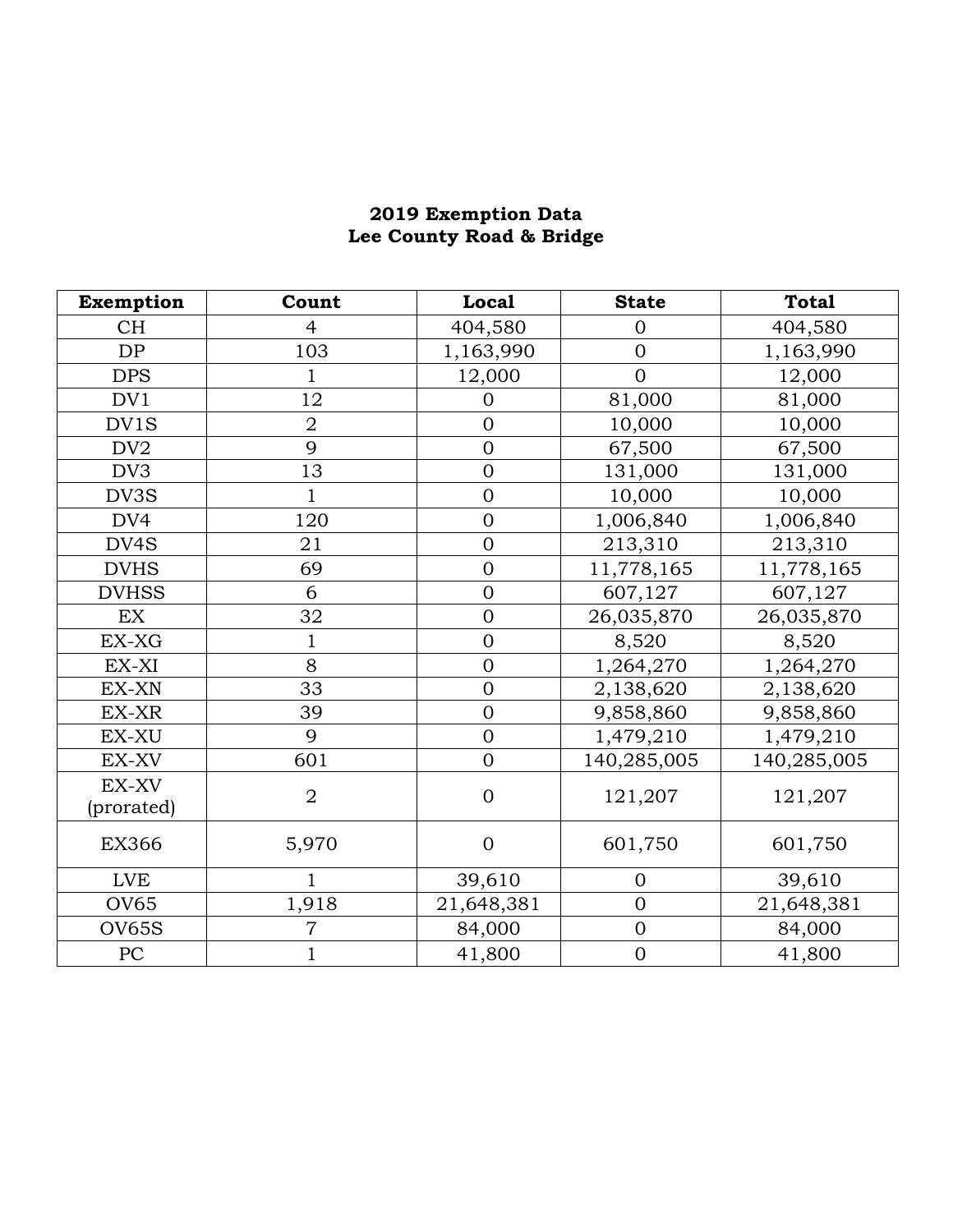**2019 Exemption Data**
**Lee County Road & Bridge**

| Exemption | Count | Local | State | Total |
|---|---|---|---|---|
| CH | 4 | 404,580 | 0 | 404,580 |
| DP | 103 | 1,163,990 | 0 | 1,163,990 |
| DPS | 1 | 12,000 | 0 | 12,000 |
| DV1 | 12 | 0 | 81,000 | 81,000 |
| DV1S | 2 | 0 | 10,000 | 10,000 |
| DV2 | 9 | 0 | 67,500 | 67,500 |
| DV3 | 13 | 0 | 131,000 | 131,000 |
| DV3S | 1 | 0 | 10,000 | 10,000 |
| DV4 | 120 | 0 | 1,006,840 | 1,006,840 |
| DV4S | 21 | 0 | 213,310 | 213,310 |
| DVHS | 69 | 0 | 11,778,165 | 11,778,165 |
| DVHSS | 6 | 0 | 607,127 | 607,127 |
| EX | 32 | 0 | 26,035,870 | 26,035,870 |
| EX-XG | 1 | 0 | 8,520 | 8,520 |
| EX-XI | 8 | 0 | 1,264,270 | 1,264,270 |
| EX-XN | 33 | 0 | 2,138,620 | 2,138,620 |
| EX-XR | 39 | 0 | 9,858,860 | 9,858,860 |
| EX-XU | 9 | 0 | 1,479,210 | 1,479,210 |
| EX-XV | 601 | 0 | 140,285,005 | 140,285,005 |
| EX-XV (prorated) | 2 | 0 | 121,207 | 121,207 |
| EX366 | 5,970 | 0 | 601,750 | 601,750 |
| LVE | 1 | 39,610 | 0 | 39,610 |
| OV65 | 1,918 | 21,648,381 | 0 | 21,648,381 |
| OV65S | 7 | 84,000 | 0 | 84,000 |
| PC | 1 | 41,800 | 0 | 41,800 |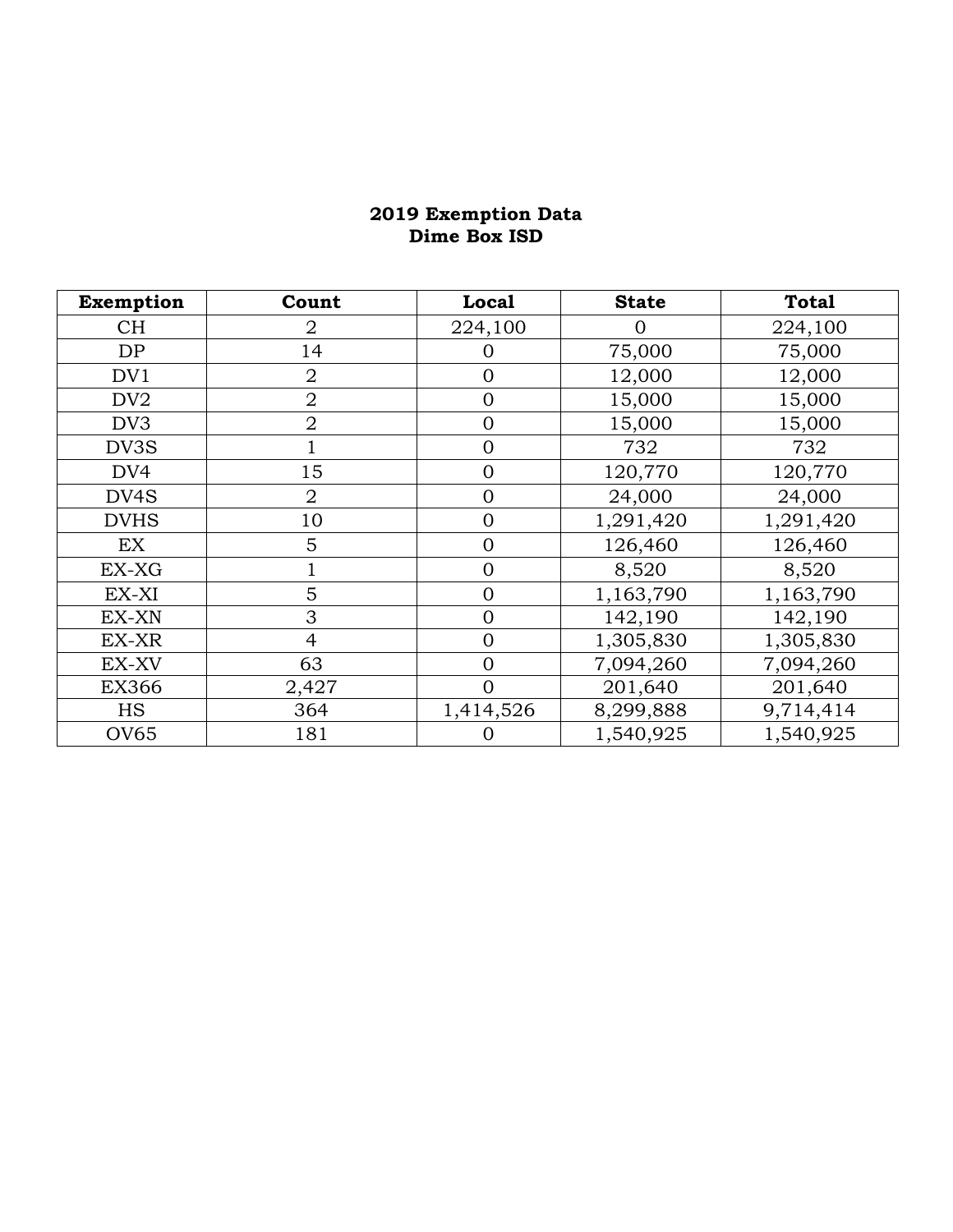# 2019 Exemption Data
## Dime Box ISD

| Exemption | Count | Local | State | Total |
|---|---|---|---|---|
| CH | 2 | 224,100 | 0 | 224,100 |
| DP | 14 | 0 | 75,000 | 75,000 |
| DV1 | 2 | 0 | 12,000 | 12,000 |
| DV2 | 2 | 0 | 15,000 | 15,000 |
| DV3 | 2 | 0 | 15,000 | 15,000 |
| DV3S | 1 | 0 | 732 | 732 |
| DV4 | 15 | 0 | 120,770 | 120,770 |
| DV4S | 2 | 0 | 24,000 | 24,000 |
| DVHS | 10 | 0 | 1,291,420 | 1,291,420 |
| EX | 5 | 0 | 126,460 | 126,460 |
| EX-XG | 1 | 0 | 8,520 | 8,520 |
| EX-XI | 5 | 0 | 1,163,790 | 1,163,790 |
| EX-XN | 3 | 0 | 142,190 | 142,190 |
| EX-XR | 4 | 0 | 1,305,830 | 1,305,830 |
| EX-XV | 63 | 0 | 7,094,260 | 7,094,260 |
| EX366 | 2,427 | 0 | 201,640 | 201,640 |
| HS | 364 | 1,414,526 | 8,299,888 | 9,714,414 |
| OV65 | 181 | 0 | 1,540,925 | 1,540,925 |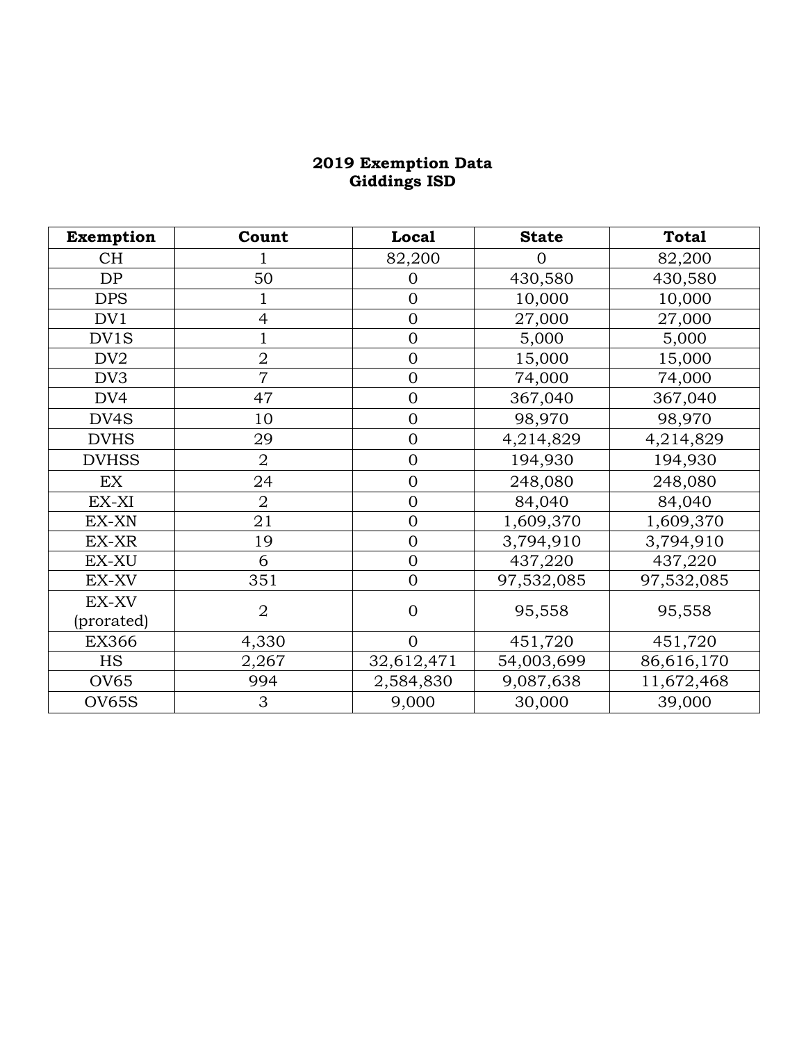**2019 Exemption Data**
**Giddings ISD**

| Exemption | Count | Local | State | Total |
|---|---|---|---|---|
| CH | 1 | 82,200 | 0 | 82,200 |
| DP | 50 | 0 | 430,580 | 430,580 |
| DPS | 1 | 0 | 10,000 | 10,000 |
| DV1 | 4 | 0 | 27,000 | 27,000 |
| DV1S | 1 | 0 | 5,000 | 5,000 |
| DV2 | 2 | 0 | 15,000 | 15,000 |
| DV3 | 7 | 0 | 74,000 | 74,000 |
| DV4 | 47 | 0 | 367,040 | 367,040 |
| DV4S | 10 | 0 | 98,970 | 98,970 |
| DVHS | 29 | 0 | 4,214,829 | 4,214,829 |
| DVHSS | 2 | 0 | 194,930 | 194,930 |
| EX | 24 | 0 | 248,080 | 248,080 |
| EX-XI | 2 | 0 | 84,040 | 84,040 |
| EX-XN | 21 | 0 | 1,609,370 | 1,609,370 |
| EX-XR | 19 | 0 | 3,794,910 | 3,794,910 |
| EX-XU | 6 | 0 | 437,220 | 437,220 |
| EX-XV | 351 | 0 | 97,532,085 | 97,532,085 |
| EX-XV (prorated) | 2 | 0 | 95,558 | 95,558 |
| EX366 | 4,330 | 0 | 451,720 | 451,720 |
| HS | 2,267 | 32,612,471 | 54,003,699 | 86,616,170 |
| OV65 | 994 | 2,584,830 | 9,087,638 | 11,672,468 |
| OV65S | 3 | 9,000 | 30,000 | 39,000 |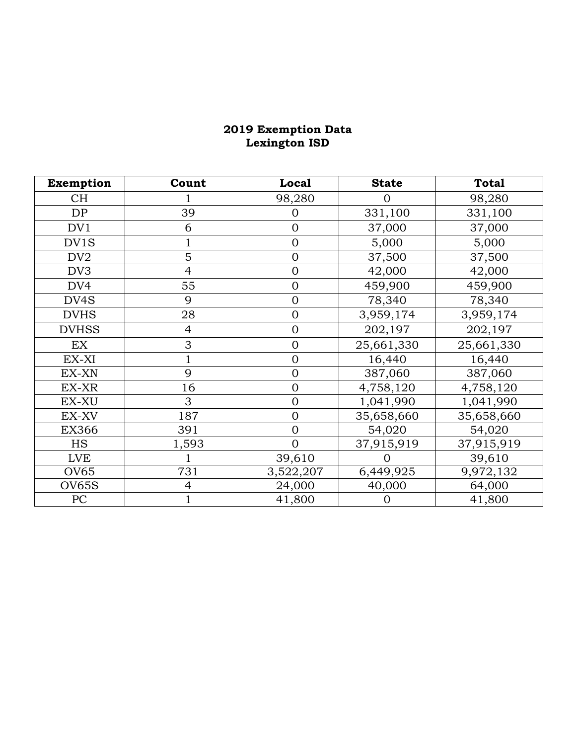## 2019 Exemption Data
## Lexington ISD

| Exemption | Count | Local | State | Total |
|---|---|---|---|---|
| CH | 1 | 98,280 | 0 | 98,280 |
| DP | 39 | 0 | 331,100 | 331,100 |
| DV1 | 6 | 0 | 37,000 | 37,000 |
| DV1S | 1 | 0 | 5,000 | 5,000 |
| DV2 | 5 | 0 | 37,500 | 37,500 |
| DV3 | 4 | 0 | 42,000 | 42,000 |
| DV4 | 55 | 0 | 459,900 | 459,900 |
| DV4S | 9 | 0 | 78,340 | 78,340 |
| DVHS | 28 | 0 | 3,959,174 | 3,959,174 |
| DVHSS | 4 | 0 | 202,197 | 202,197 |
| EX | 3 | 0 | 25,661,330 | 25,661,330 |
| EX-XI | 1 | 0 | 16,440 | 16,440 |
| EX-XN | 9 | 0 | 387,060 | 387,060 |
| EX-XR | 16 | 0 | 4,758,120 | 4,758,120 |
| EX-XU | 3 | 0 | 1,041,990 | 1,041,990 |
| EX-XV | 187 | 0 | 35,658,660 | 35,658,660 |
| EX366 | 391 | 0 | 54,020 | 54,020 |
| HS | 1,593 | 0 | 37,915,919 | 37,915,919 |
| LVE | 1 | 39,610 | 0 | 39,610 |
| OV65 | 731 | 3,522,207 | 6,449,925 | 9,972,132 |
| OV65S | 4 | 24,000 | 40,000 | 64,000 |
| PC | 1 | 41,800 | 0 | 41,800 |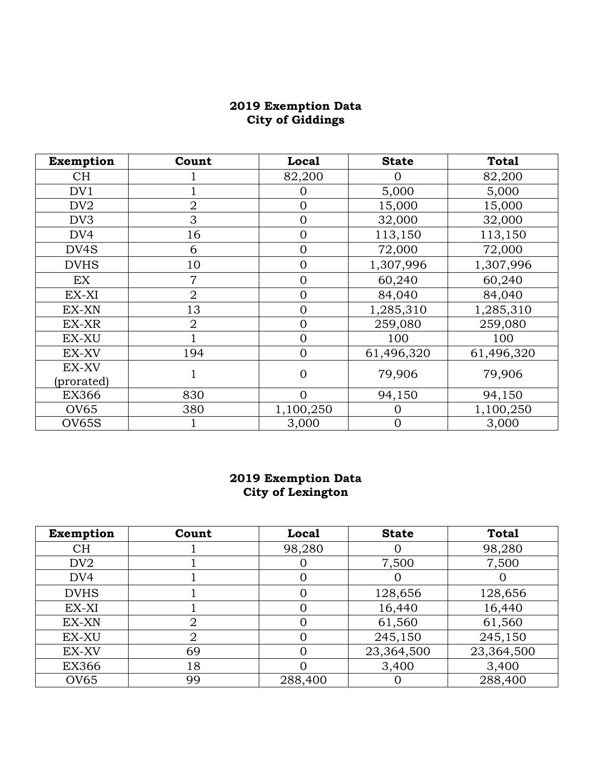**2019 Exemption Data**
**City of Giddings**

| Exemption | Count | Local | State | Total |
|---|---|---|---|---|
| CH | 1 | 82,200 | 0 | 82,200 |
| DV1 | 1 | 0 | 5,000 | 5,000 |
| DV2 | 2 | 0 | 15,000 | 15,000 |
| DV3 | 3 | 0 | 32,000 | 32,000 |
| DV4 | 16 | 0 | 113,150 | 113,150 |
| DV4S | 6 | 0 | 72,000 | 72,000 |
| DVHS | 10 | 0 | 1,307,996 | 1,307,996 |
| EX | 7 | 0 | 60,240 | 60,240 |
| EX-XI | 2 | 0 | 84,040 | 84,040 |
| EX-XN | 13 | 0 | 1,285,310 | 1,285,310 |
| EX-XR | 2 | 0 | 259,080 | 259,080 |
| EX-XU | 1 | 0 | 100 | 100 |
| EX-XV | 194 | 0 | 61,496,320 | 61,496,320 |
| EX-XV (prorated) | 1 | 0 | 79,906 | 79,906 |
| EX366 | 830 | 0 | 94,150 | 94,150 |
| OV65 | 380 | 1,100,250 | 0 | 1,100,250 |
| OV65S | 1 | 3,000 | 0 | 3,000 |

**2019 Exemption Data**
**City of Lexington**

| Exemption | Count | Local | State | Total |
|---|---|---|---|---|
| CH | 1 | 98,280 | 0 | 98,280 |
| DV2 | 1 | 0 | 7,500 | 7,500 |
| DV4 | 1 | 0 | 0 | 0 |
| DVHS | 1 | 0 | 128,656 | 128,656 |
| EX-XI | 1 | 0 | 16,440 | 16,440 |
| EX-XN | 2 | 0 | 61,560 | 61,560 |
| EX-XU | 2 | 0 | 245,150 | 245,150 |
| EX-XV | 69 | 0 | 23,364,500 | 23,364,500 |
| EX366 | 18 | 0 | 3,400 | 3,400 |
| OV65 | 99 | 288,400 | 0 | 288,400 |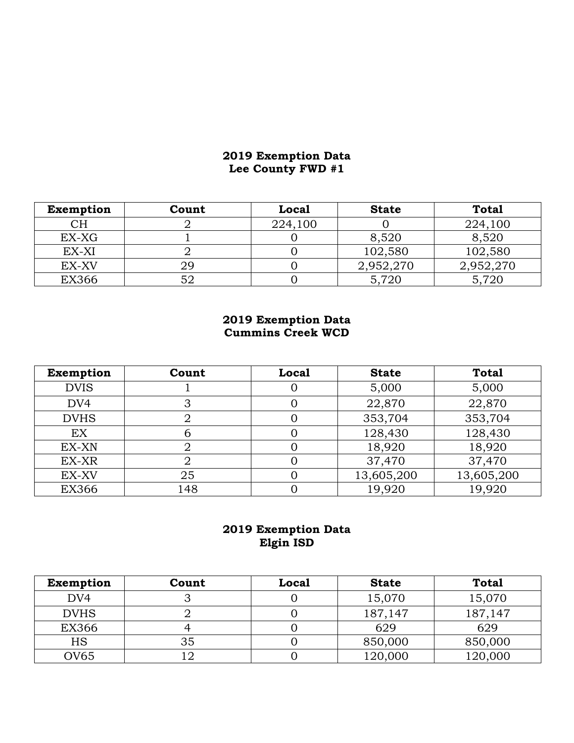**2019 Exemption Data**
**Lee County FWD #1**

| Exemption | Count | Local | State | Total |
|---|---|---|---|---|
| CH | 2 | 224,100 | 0 | 224,100 |
| EX-XG | 1 | 0 | 8,520 | 8,520 |
| EX-XI | 2 | 0 | 102,580 | 102,580 |
| EX-XV | 29 | 0 | 2,952,270 | 2,952,270 |
| EX366 | 52 | 0 | 5,720 | 5,720 |

**2019 Exemption Data**
**Cummins Creek WCD**

| Exemption | Count | Local | State | Total |
|---|---|---|---|---|
| DVIS | 1 | 0 | 5,000 | 5,000 |
| DV4 | 3 | 0 | 22,870 | 22,870 |
| DVHS | 2 | 0 | 353,704 | 353,704 |
| EX | 6 | 0 | 128,430 | 128,430 |
| EX-XN | 2 | 0 | 18,920 | 18,920 |
| EX-XR | 2 | 0 | 37,470 | 37,470 |
| EX-XV | 25 | 0 | 13,605,200 | 13,605,200 |
| EX366 | 148 | 0 | 19,920 | 19,920 |

**2019 Exemption Data**
**Elgin ISD**

| Exemption | Count | Local | State | Total |
|---|---|---|---|---|
| DV4 | 3 | 0 | 15,070 | 15,070 |
| DVHS | 2 | 0 | 187,147 | 187,147 |
| EX366 | 4 | 0 | 629 | 629 |
| HS | 35 | 0 | 850,000 | 850,000 |
| OV65 | 12 | 0 | 120,000 | 120,000 |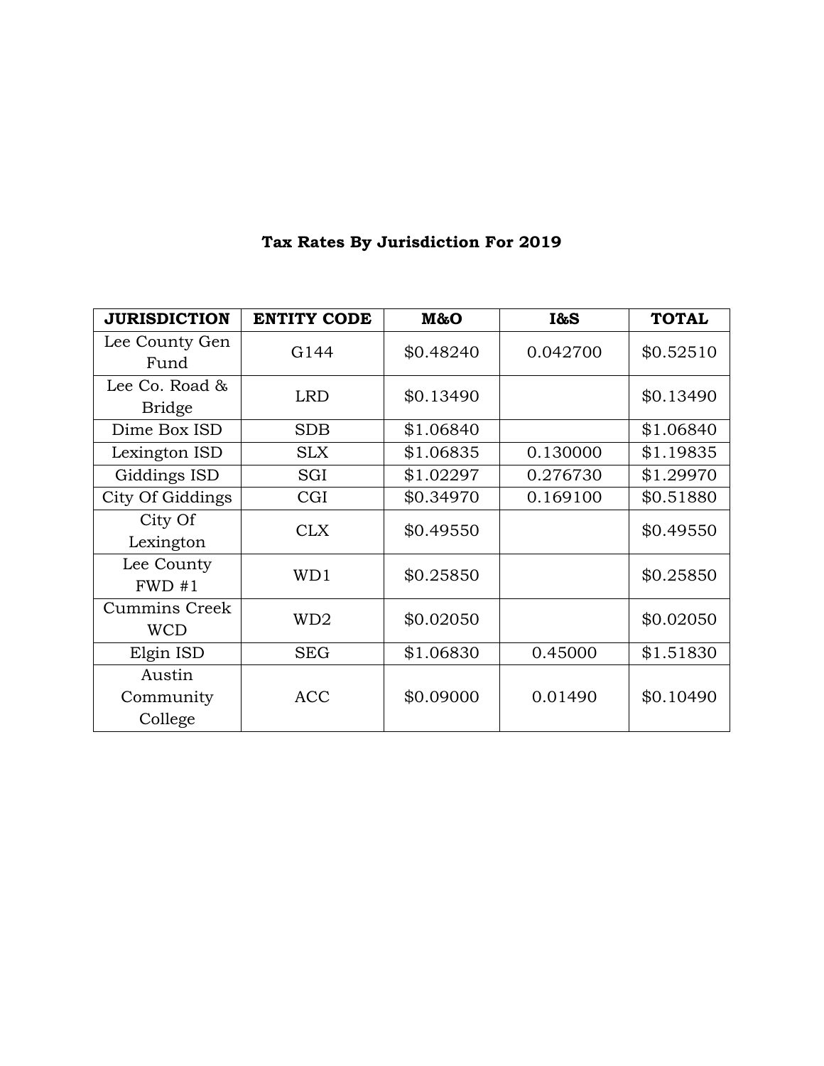## Tax Rates By Jurisdiction For 2019

| JURISDICTION | ENTITY CODE | M&O | I&S | TOTAL |
|---|---|---|---|---|
| Lee County Gen Fund | G144 | $0.48240 | 0.042700 | $0.52510 |
| Lee Co. Road & Bridge | LRD | $0.13490 | | $0.13490 |
| Dime Box ISD | SDB | $1.06840 | | $1.06840 |
| Lexington ISD | SLX | $1.06835 | 0.130000 | $1.19835 |
| Giddings ISD | SGI | $1.02297 | 0.276730 | $1.29970 |
| City Of Giddings | CGI | $0.34970 | 0.169100 | $0.51880 |
| City Of Lexington | CLX | $0.49550 | | $0.49550 |
| Lee County FWD #1 | WD1 | $0.25850 | | $0.25850 |
| Cummins Creek WCD | WD2 | $0.02050 | | $0.02050 |
| Elgin ISD | SEG | $1.06830 | 0.45000 | $1.51830 |
| Austin Community College | ACC | $0.09000 | 0.01490 | $0.10490 |